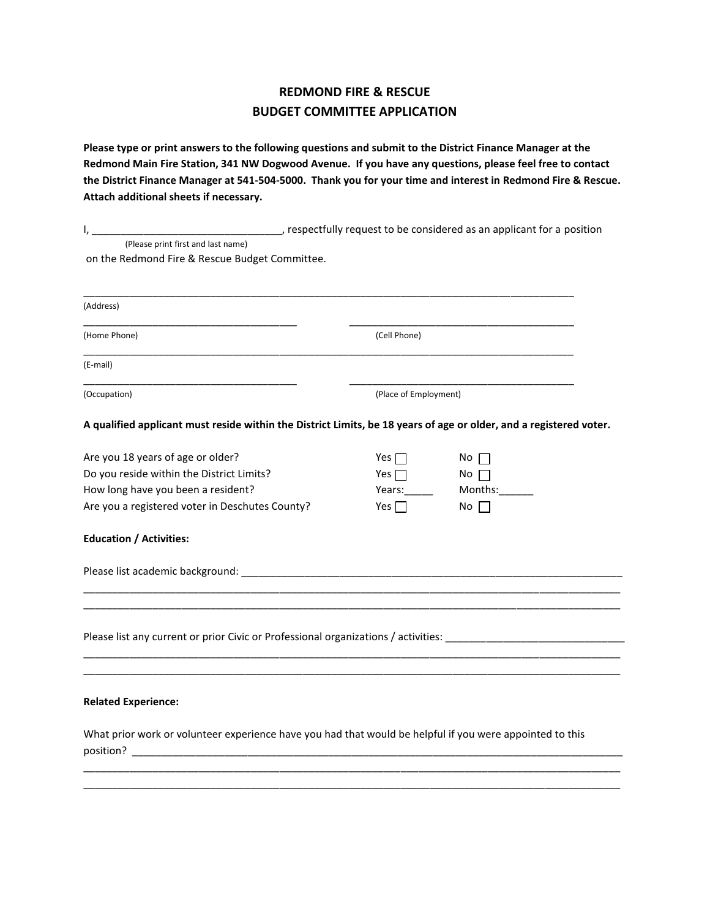# REDMOND FIRE & RESCUE
## BUDGET COMMITTEE APPLICATION

**Please type or print answers to the following questions and submit to the District Finance Manager at the Redmond Main Fire Station, 341 NW Dogwood Avenue. If you have any questions, please feel free to contact the District Finance Manager at 541-504-5000. Thank you for your time and interest in Redmond Fire & Rescue. Attach additional sheets if necessary.**

I, ________________________________, respectfully request to be considered as an applicant for a position
(Please print first and last name)
on the Redmond Fire & Rescue Budget Committee.

______________________________________________________________________________
(Address)

______________________________________ ______________________________________
(Home Phone) (Cell Phone)

______________________________________________________________________________
(E-mail)

______________________________________ ______________________________________
(Occupation) (Place of Employment)

**A qualified applicant must reside within the District Limits, be 18 years of age or older, and a registered voter.**

| | | |
|---|---|---|
| Are you 18 years of age or older? | Yes ☐ | No ☐ |
| Do you reside within the District Limits? | Yes ☐ | No ☐ |
| How long have you been a resident? | Years:_____ | Months:______ |
| Are you a registered voter in Deschutes County? | Yes ☐ | No ☐ |

**Education / Activities:**

Please list academic background: ____________________________________________________________
______________________________________________________________________________
______________________________________________________________________________

Please list any current or prior Civic or Professional organizations / activities: ____________________________
______________________________________________________________________________
______________________________________________________________________________

**Related Experience:**

What prior work or volunteer experience have you had that would be helpful if you were appointed to this position? ______________________________________________________________________
______________________________________________________________________________
______________________________________________________________________________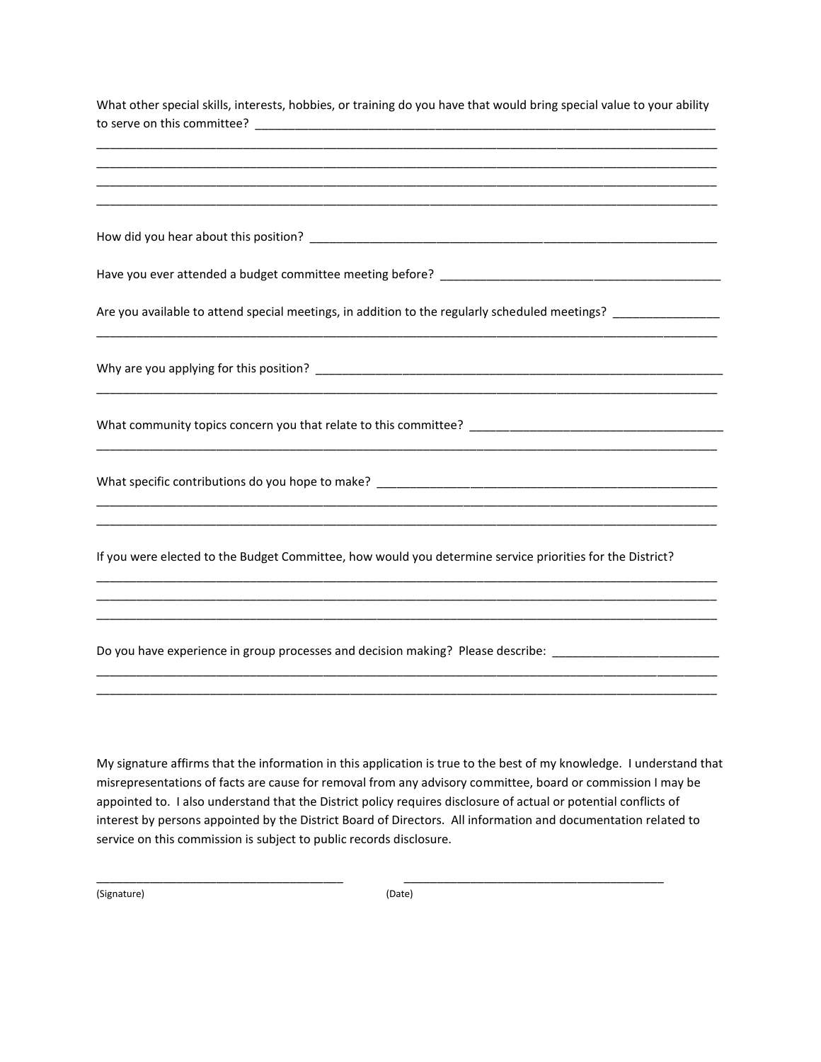What other special skills, interests, hobbies, or training do you have that would bring special value to your ability to serve on this committee? ______________________________________________________________________
____________________________________________________________________________________________
____________________________________________________________________________________________
____________________________________________________________________________________________
____________________________________________________________________________________________

How did you hear about this position? ______________________________________________________________

Have you ever attended a budget committee meeting before? ___________________________________________

Are you available to attend special meetings, in addition to the regularly scheduled meetings? _______________
____________________________________________________________________________________________

Why are you applying for this position? _____________________________________________________________
____________________________________________________________________________________________

What community topics concern you that relate to this committee? ____________________________________
____________________________________________________________________________________________

What specific contributions do you hope to make? ___________________________________________________
____________________________________________________________________________________________
____________________________________________________________________________________________

If you were elected to the Budget Committee, how would you determine service priorities for the District?
____________________________________________________________________________________________
____________________________________________________________________________________________
____________________________________________________________________________________________

Do you have experience in group processes and decision making? Please describe: _______________________
____________________________________________________________________________________________
____________________________________________________________________________________________

My signature affirms that the information in this application is true to the best of my knowledge. I understand that misrepresentations of facts are cause for removal from any advisory committee, board or commission I may be appointed to. I also understand that the District policy requires disclosure of actual or potential conflicts of interest by persons appointed by the District Board of Directors. All information and documentation related to service on this commission is subject to public records disclosure.

_____________________________________ _______________________________________

(Signature) (Date)